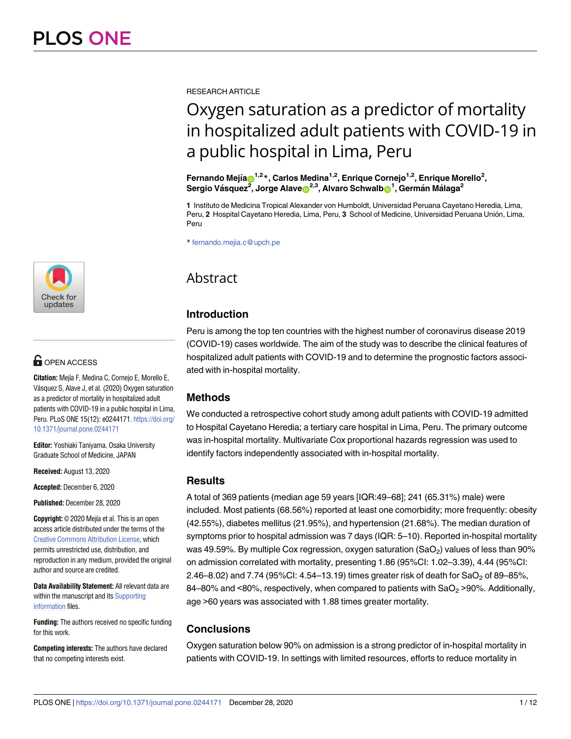RESEARCH ARTICLE

# Oxygen saturation as a predictor of mortality in hospitalized adult patients with COVID-19 in a public hospital in Lima, Peru

**Fernando Mejía**[1,2]*, **Carlos Medina**[1,2], **Enrique Cornejo**[1,2], **Enrique Morello**[2], **Sergio Vásquez**[2], **Jorge Alave**[2,3], **Alvaro Schwalb**[1], **Germán Málaga**[2]

**1** Instituto de Medicina Tropical Alexander von Humboldt, Universidad Peruana Cayetano Heredia, Lima, Peru, **2** Hospital Cayetano Heredia, Lima, Peru, **3** School of Medicine, Universidad Peruana Unión, Lima, Peru

* fernando.mejia.c@upch.pe

OPEN ACCESS

**Citation:** Mejía F, Medina C, Cornejo E, Morello E, Vásquez S, Alave J, et al. (2020) Oxygen saturation as a predictor of mortality in hospitalized adult patients with COVID-19 in a public hospital in Lima, Peru. PLoS ONE 15(12): e0244171. https://doi.org/10.1371/journal.pone.0244171

**Editor:** Yoshiaki Taniyama, Osaka University Graduate School of Medicine, JAPAN

**Received:** August 13, 2020

**Accepted:** December 6, 2020

**Published:** December 28, 2020

**Copyright:** © 2020 Mejía et al. This is an open access article distributed under the terms of the Creative Commons Attribution License, which permits unrestricted use, distribution, and reproduction in any medium, provided the original author and source are credited.

**Data Availability Statement:** All relevant data are within the manuscript and its Supporting information files.

**Funding:** The authors received no specific funding for this work.

**Competing interests:** The authors have declared that no competing interests exist.

## Abstract

### Introduction

Peru is among the top ten countries with the highest number of coronavirus disease 2019 (COVID-19) cases worldwide. The aim of the study was to describe the clinical features of hospitalized adult patients with COVID-19 and to determine the prognostic factors associated with in-hospital mortality.

### Methods

We conducted a retrospective cohort study among adult patients with COVID-19 admitted to Hospital Cayetano Heredia; a tertiary care hospital in Lima, Peru. The primary outcome was in-hospital mortality. Multivariate Cox proportional hazards regression was used to identify factors independently associated with in-hospital mortality.

### Results

A total of 369 patients (median age 59 years [IQR:49–68]; 241 (65.31%) male) were included. Most patients (68.56%) reported at least one comorbidity; more frequently: obesity (42.55%), diabetes mellitus (21.95%), and hypertension (21.68%). The median duration of symptoms prior to hospital admission was 7 days (IQR: 5–10). Reported in-hospital mortality was 49.59%. By multiple Cox regression, oxygen saturation ($SaO_2$) values of less than 90% on admission correlated with mortality, presenting 1.86 (95%CI: 1.02–3.39), 4.44 (95%CI: 2.46–8.02) and 7.74 (95%CI: 4.54–13.19) times greater risk of death for $SaO_2$ of 89–85%, 84–80% and <80%, respectively, when compared to patients with $SaO_2$ >90%. Additionally, age >60 years was associated with 1.88 times greater mortality.

### Conclusions

Oxygen saturation below 90% on admission is a strong predictor of in-hospital mortality in patients with COVID-19. In settings with limited resources, efforts to reduce mortality in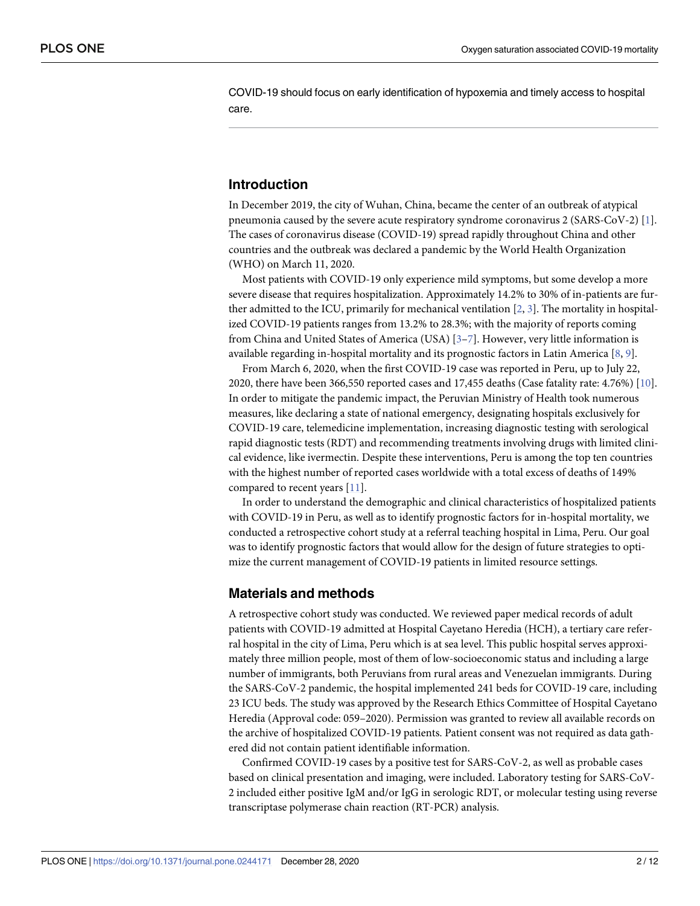COVID-19 should focus on early identification of hypoxemia and timely access to hospital care.

## Introduction

In December 2019, the city of Wuhan, China, became the center of an outbreak of atypical pneumonia caused by the severe acute respiratory syndrome coronavirus 2 (SARS-CoV-2) [1]. The cases of coronavirus disease (COVID-19) spread rapidly throughout China and other countries and the outbreak was declared a pandemic by the World Health Organization (WHO) on March 11, 2020.

Most patients with COVID-19 only experience mild symptoms, but some develop a more severe disease that requires hospitalization. Approximately 14.2% to 30% of in-patients are further admitted to the ICU, primarily for mechanical ventilation [2, 3]. The mortality in hospitalized COVID-19 patients ranges from 13.2% to 28.3%; with the majority of reports coming from China and United States of America (USA) [3–7]. However, very little information is available regarding in-hospital mortality and its prognostic factors in Latin America [8, 9].

From March 6, 2020, when the first COVID-19 case was reported in Peru, up to July 22, 2020, there have been 366,550 reported cases and 17,455 deaths (Case fatality rate: 4.76%) [10]. In order to mitigate the pandemic impact, the Peruvian Ministry of Health took numerous measures, like declaring a state of national emergency, designating hospitals exclusively for COVID-19 care, telemedicine implementation, increasing diagnostic testing with serological rapid diagnostic tests (RDT) and recommending treatments involving drugs with limited clinical evidence, like ivermectin. Despite these interventions, Peru is among the top ten countries with the highest number of reported cases worldwide with a total excess of deaths of 149% compared to recent years [11].

In order to understand the demographic and clinical characteristics of hospitalized patients with COVID-19 in Peru, as well as to identify prognostic factors for in-hospital mortality, we conducted a retrospective cohort study at a referral teaching hospital in Lima, Peru. Our goal was to identify prognostic factors that would allow for the design of future strategies to optimize the current management of COVID-19 patients in limited resource settings.

## Materials and methods

A retrospective cohort study was conducted. We reviewed paper medical records of adult patients with COVID-19 admitted at Hospital Cayetano Heredia (HCH), a tertiary care referral hospital in the city of Lima, Peru which is at sea level. This public hospital serves approximately three million people, most of them of low-socioeconomic status and including a large number of immigrants, both Peruvians from rural areas and Venezuelan immigrants. During the SARS-CoV-2 pandemic, the hospital implemented 241 beds for COVID-19 care, including 23 ICU beds. The study was approved by the Research Ethics Committee of Hospital Cayetano Heredia (Approval code: 059–2020). Permission was granted to review all available records on the archive of hospitalized COVID-19 patients. Patient consent was not required as data gathered did not contain patient identifiable information.

Confirmed COVID-19 cases by a positive test for SARS-CoV-2, as well as probable cases based on clinical presentation and imaging, were included. Laboratory testing for SARS-CoV-2 included either positive IgM and/or IgG in serologic RDT, or molecular testing using reverse transcriptase polymerase chain reaction (RT-PCR) analysis.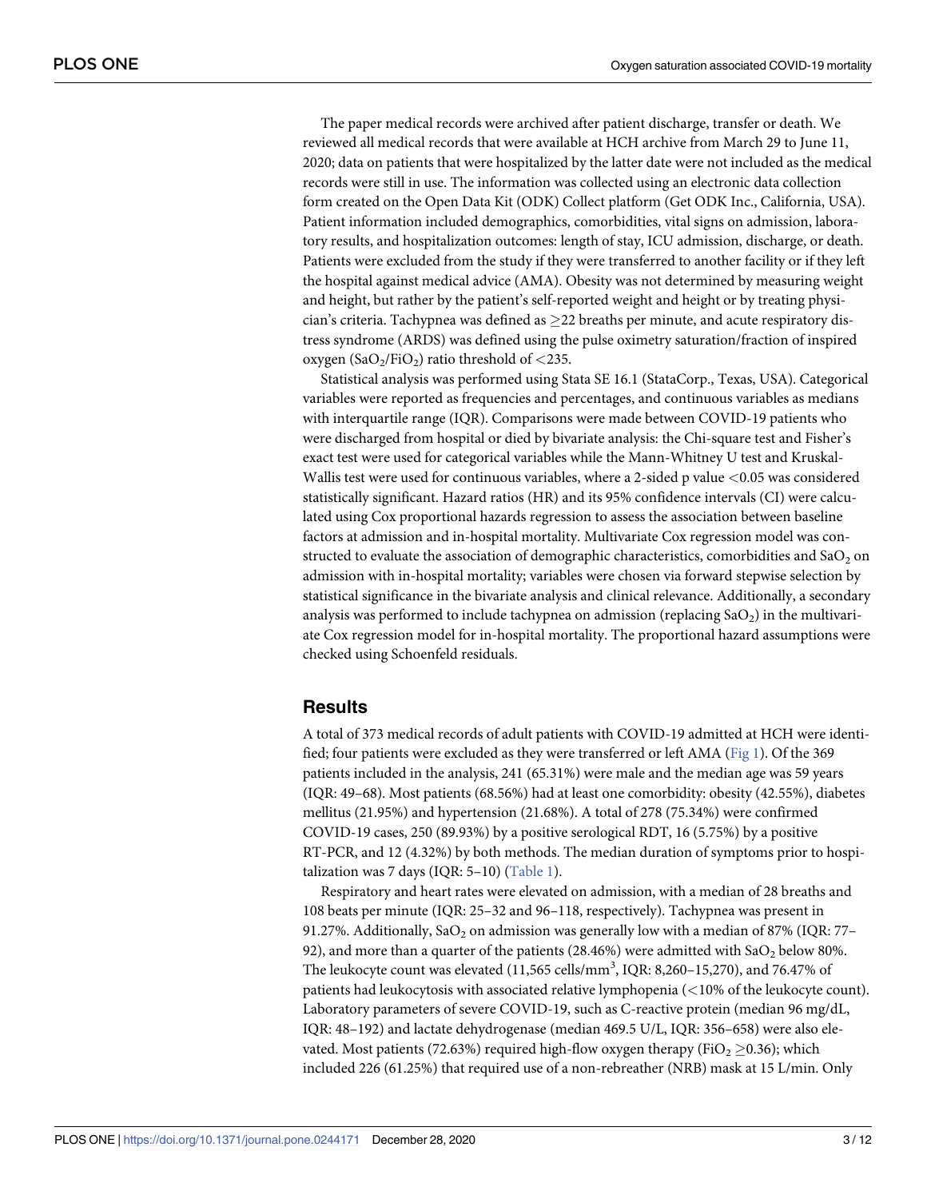The paper medical records were archived after patient discharge, transfer or death. We reviewed all medical records that were available at HCH archive from March 29 to June 11, 2020; data on patients that were hospitalized by the latter date were not included as the medical records were still in use. The information was collected using an electronic data collection form created on the Open Data Kit (ODK) Collect platform (Get ODK Inc., California, USA). Patient information included demographics, comorbidities, vital signs on admission, laboratory results, and hospitalization outcomes: length of stay, ICU admission, discharge, or death. Patients were excluded from the study if they were transferred to another facility or if they left the hospital against medical advice (AMA). Obesity was not determined by measuring weight and height, but rather by the patient's self-reported weight and height or by treating physician's criteria. Tachypnea was defined as $\geq$22 breaths per minute, and acute respiratory distress syndrome (ARDS) was defined using the pulse oximetry saturation/fraction of inspired oxygen ($SaO_2/FiO_2$) ratio threshold of <235.

Statistical analysis was performed using Stata SE 16.1 (StataCorp., Texas, USA). Categorical variables were reported as frequencies and percentages, and continuous variables as medians with interquartile range (IQR). Comparisons were made between COVID-19 patients who were discharged from hospital or died by bivariate analysis: the Chi-square test and Fisher's exact test were used for categorical variables while the Mann-Whitney U test and Kruskal-Wallis test were used for continuous variables, where a 2-sided p value <0.05 was considered statistically significant. Hazard ratios (HR) and its 95% confidence intervals (CI) were calculated using Cox proportional hazards regression to assess the association between baseline factors at admission and in-hospital mortality. Multivariate Cox regression model was constructed to evaluate the association of demographic characteristics, comorbidities and $SaO_2$ on admission with in-hospital mortality; variables were chosen via forward stepwise selection by statistical significance in the bivariate analysis and clinical relevance. Additionally, a secondary analysis was performed to include tachypnea on admission (replacing $SaO_2$) in the multivariate Cox regression model for in-hospital mortality. The proportional hazard assumptions were checked using Schoenfeld residuals.

## Results

A total of 373 medical records of adult patients with COVID-19 admitted at HCH were identified; four patients were excluded as they were transferred or left AMA (Fig 1). Of the 369 patients included in the analysis, 241 (65.31%) were male and the median age was 59 years (IQR: 49–68). Most patients (68.56%) had at least one comorbidity: obesity (42.55%), diabetes mellitus (21.95%) and hypertension (21.68%). A total of 278 (75.34%) were confirmed COVID-19 cases, 250 (89.93%) by a positive serological RDT, 16 (5.75%) by a positive RT-PCR, and 12 (4.32%) by both methods. The median duration of symptoms prior to hospitalization was 7 days (IQR: 5–10) (Table 1).

Respiratory and heart rates were elevated on admission, with a median of 28 breaths and 108 beats per minute (IQR: 25–32 and 96–118, respectively). Tachypnea was present in 91.27%. Additionally, $SaO_2$ on admission was generally low with a median of 87% (IQR: 77–92), and more than a quarter of the patients (28.46%) were admitted with $SaO_2$ below 80%. The leukocyte count was elevated (11,565 cells/mm$^3$, IQR: 8,260–15,270), and 76.47% of patients had leukocytosis with associated relative lymphopenia (<10% of the leukocyte count). Laboratory parameters of severe COVID-19, such as C-reactive protein (median 96 mg/dL, IQR: 48–192) and lactate dehydrogenase (median 469.5 U/L, IQR: 356–658) were also elevated. Most patients (72.63%) required high-flow oxygen therapy ($FiO_2 \geq$0.36); which included 226 (61.25%) that required use of a non-rebreather (NRB) mask at 15 L/min. Only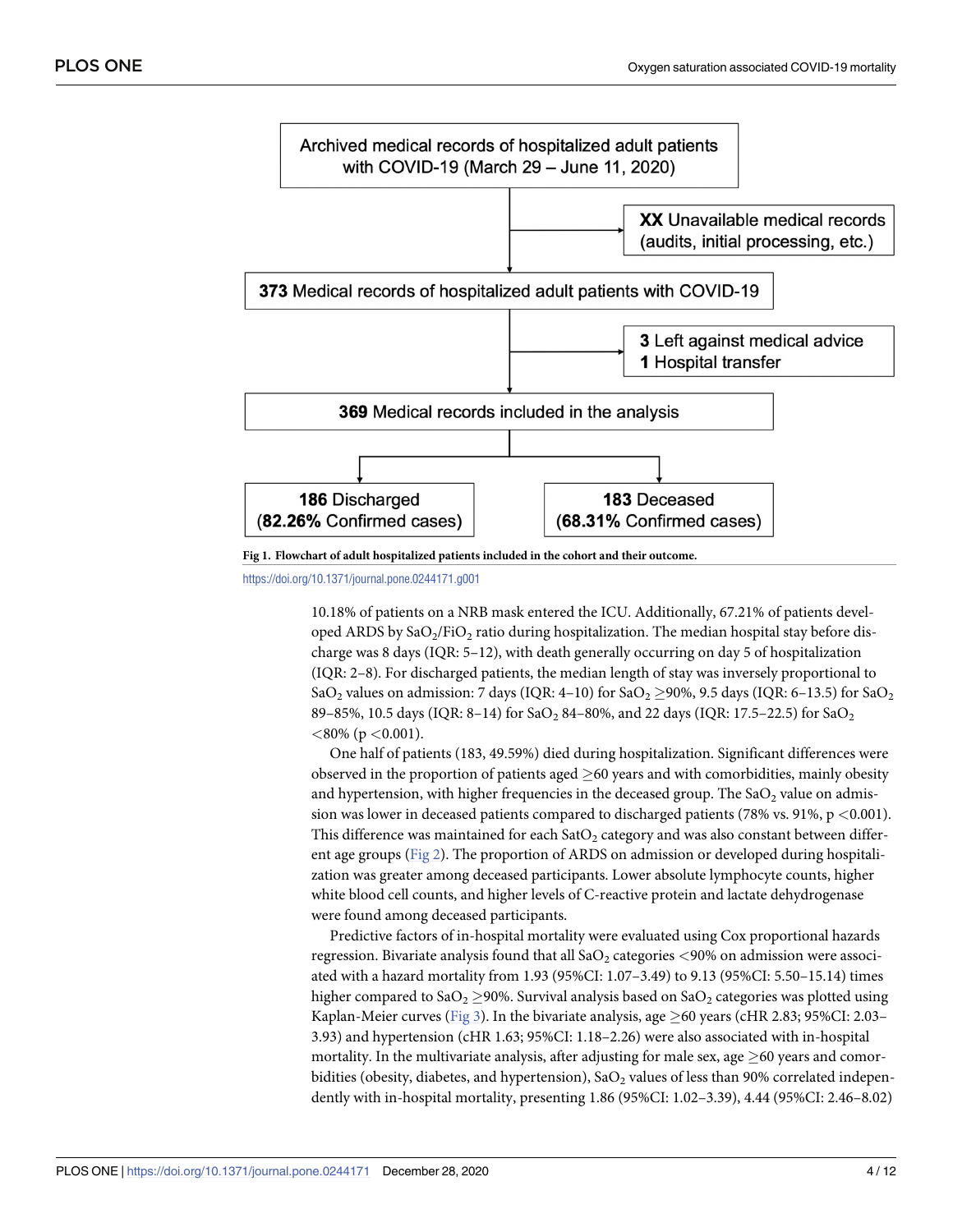Archived medical records of hospitalized adult patients with COVID-19 (March 29 – June 11, 2020)

**XX** Unavailable medical records (audits, initial processing, etc.)

**373** Medical records of hospitalized adult patients with COVID-19

**3** Left against medical advice
**1** Hospital transfer

**369** Medical records included in the analysis

**186** Discharged (**82.26%** Confirmed cases)

**183** Deceased (**68.31%** Confirmed cases)

**Fig 1. Flowchart of adult hospitalized patients included in the cohort and their outcome.**

https://doi.org/10.1371/journal.pone.0244171.g001

10.18% of patients on a NRB mask entered the ICU. Additionally, 67.21% of patients developed ARDS by $SaO_2/FiO_2$ ratio during hospitalization. The median hospital stay before discharge was 8 days (IQR: 5–12), with death generally occurring on day 5 of hospitalization (IQR: 2–8). For discharged patients, the median length of stay was inversely proportional to $SaO_2$ values on admission: 7 days (IQR: 4–10) for $SaO_2 \geq 90\%$, 9.5 days (IQR: 6–13.5) for $SaO_2$ 89–85%, 10.5 days (IQR: 8–14) for $SaO_2$ 84–80%, and 22 days (IQR: 17.5–22.5) for $SaO_2$ $<80\%$ ($p < 0.001$).

One half of patients (183, 49.59%) died during hospitalization. Significant differences were observed in the proportion of patients aged $\geq 60$ years and with comorbidities, mainly obesity and hypertension, with higher frequencies in the deceased group. The $SaO_2$ value on admission was lower in deceased patients compared to discharged patients (78% vs. 91%, $p < 0.001$). This difference was maintained for each $SatO_2$ category and was also constant between different age groups (Fig 2). The proportion of ARDS on admission or developed during hospitalization was greater among deceased participants. Lower absolute lymphocyte counts, higher white blood cell counts, and higher levels of C-reactive protein and lactate dehydrogenase were found among deceased participants.

Predictive factors of in-hospital mortality were evaluated using Cox proportional hazards regression. Bivariate analysis found that all $SaO_2$ categories $<90\%$ on admission were associated with a hazard mortality from 1.93 (95%CI: 1.07–3.49) to 9.13 (95%CI: 5.50–15.14) times higher compared to $SaO_2 \geq 90\%$. Survival analysis based on $SaO_2$ categories was plotted using Kaplan-Meier curves (Fig 3). In the bivariate analysis, age $\geq 60$ years (cHR 2.83; 95%CI: 2.03–3.93) and hypertension (cHR 1.63; 95%CI: 1.18–2.26) were also associated with in-hospital mortality. In the multivariate analysis, after adjusting for male sex, age $\geq 60$ years and comorbidities (obesity, diabetes, and hypertension), $SaO_2$ values of less than 90% correlated independently with in-hospital mortality, presenting 1.86 (95%CI: 1.02–3.39), 4.44 (95%CI: 2.46–8.02)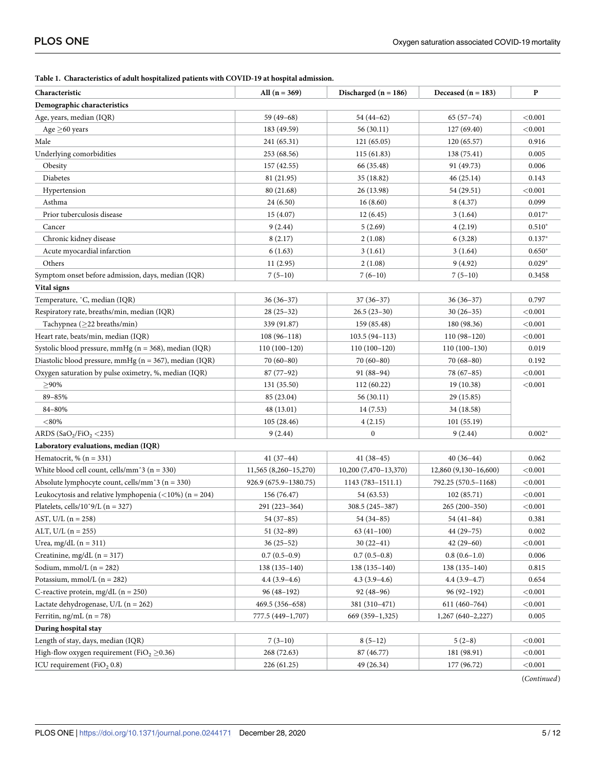**Table 1. Characteristics of adult hospitalized patients with COVID-19 at hospital admission.**

| Characteristic | All (n = 369) | Discharged (n = 186) | Deceased (n = 183) | P |
|---|---|---|---|---|
| **Demographic characteristics** | | | | |
| Age, years, median (IQR) | 59 (49–68) | 54 (44–62) | 65 (57–74) | <0.001 |
| Age ≥60 years | 183 (49.59) | 56 (30.11) | 127 (69.40) | <0.001 |
| Male | 241 (65.31) | 121 (65.05) | 120 (65.57) | 0.916 |
| Underlying comorbidities | 253 (68.56) | 115 (61.83) | 138 (75.41) | 0.005 |
| Obesity | 157 (42.55) | 66 (35.48) | 91 (49.73) | 0.006 |
| Diabetes | 81 (21.95) | 35 (18.82) | 46 (25.14) | 0.143 |
| Hypertension | 80 (21.68) | 26 (13.98) | 54 (29.51) | <0.001 |
| Asthma | 24 (6.50) | 16 (8.60) | 8 (4.37) | 0.099 |
| Prior tuberculosis disease | 15 (4.07) | 12 (6.45) | 3 (1.64) | 0.017* |
| Cancer | 9 (2.44) | 5 (2.69) | 4 (2.19) | 0.510* |
| Chronic kidney disease | 8 (2.17) | 2 (1.08) | 6 (3.28) | 0.137* |
| Acute myocardial infarction | 6 (1.63) | 3 (1.61) | 3 (1.64) | 0.650* |
| Others | 11 (2.95) | 2 (1.08) | 9 (4.92) | 0.029* |
| Symptom onset before admission, days, median (IQR) | 7 (5–10) | 7 (6–10) | 7 (5–10) | 0.3458 |
| **Vital signs** | | | | |
| Temperature, °C, median (IQR) | 36 (36–37) | 37 (36–37) | 36 (36–37) | 0.797 |
| Respiratory rate, breaths/min, median (IQR) | 28 (25–32) | 26.5 (23–30) | 30 (26–35) | <0.001 |
| Tachypnea (≥22 breaths/min) | 339 (91.87) | 159 (85.48) | 180 (98.36) | <0.001 |
| Heart rate, beats/min, median (IQR) | 108 (96–118) | 103.5 (94–113) | 110 (98–120) | <0.001 |
| Systolic blood pressure, mmHg (n = 368), median (IQR) | 110 (100–120) | 110 (100–120) | 110 (100–130) | 0.019 |
| Diastolic blood pressure, mmHg (n = 367), median (IQR) | 70 (60–80) | 70 (60–80) | 70 (68–80) | 0.192 |
| Oxygen saturation by pulse oximetry, %, median (IQR) | 87 (77–92) | 91 (88–94) | 78 (67–85) | <0.001 |
| ≥90% | 131 (35.50) | 112 (60.22) | 19 (10.38) | <0.001 |
| 89–85% | 85 (23.04) | 56 (30.11) | 29 (15.85) | |
| 84–80% | 48 (13.01) | 14 (7.53) | 34 (18.58) | |
| <80% | 105 (28.46) | 4 (2.15) | 101 (55.19) | |
| ARDS ($SaO_2/FiO_2$ <235) | 9 (2.44) | 0 | 9 (2.44) | 0.002* |
| **Laboratory evaluations, median (IQR)** | | | | |
| Hematocrit, % (n = 331) | 41 (37–44) | 41 (38–45) | 40 (36–44) | 0.062 |
| White blood cell count, cells/mm^3 (n = 330) | 11,565 (8,260–15,270) | 10,200 (7,470–13,370) | 12,860 (9,130–16,600) | <0.001 |
| Absolute lymphocyte count, cells/mm^3 (n = 330) | 926.9 (675.9–1380.75) | 1143 (783–1511.1) | 792.25 (570.5–1168) | <0.001 |
| Leukocytosis and relative lymphopenia (<10%) (n = 204) | 156 (76.47) | 54 (63.53) | 102 (85.71) | <0.001 |
| Platelets, cells/10^9/L (n = 327) | 291 (223–364) | 308.5 (245–387) | 265 (200–350) | <0.001 |
| AST, U/L (n = 258) | 54 (37–85) | 54 (34–85) | 54 (41–84) | 0.381 |
| ALT, U/L (n = 255) | 51 (32–89) | 63 (41–100) | 44 (29–75) | 0.002 |
| Urea, mg/dL (n = 311) | 36 (25–52) | 30 (22–41) | 42 (29–60) | <0.001 |
| Creatinine, mg/dL (n = 317) | 0.7 (0.5–0.9) | 0.7 (0.5–0.8) | 0.8 (0.6–1.0) | 0.006 |
| Sodium, mmol/L (n = 282) | 138 (135–140) | 138 (135–140) | 138 (135–140) | 0.815 |
| Potassium, mmol/L (n = 282) | 4.4 (3.9–4.6) | 4.3 (3.9–4.6) | 4.4 (3.9–4.7) | 0.654 |
| C-reactive protein, mg/dL (n = 250) | 96 (48–192) | 92 (48–96) | 96 (92–192) | <0.001 |
| Lactate dehydrogenase, U/L (n = 262) | 469.5 (356–658) | 381 (310–471) | 611 (460–764) | <0.001 |
| Ferritin, ng/mL (n = 78) | 777.5 (449–1,707) | 669 (359–1,325) | 1,267 (640–2,227) | 0.005 |
| **During hospital stay** | | | | |
| Length of stay, days, median (IQR) | 7 (3–10) | 8 (5–12) | 5 (2–8) | <0.001 |
| High-flow oxygen requirement ($FiO_2$ ≥0.36) | 268 (72.63) | 87 (46.77) | 181 (98.91) | <0.001 |
| ICU requirement ($FiO_2$ 0.8) | 226 (61.25) | 49 (26.34) | 177 (96.72) | <0.001 |

(*Continued*)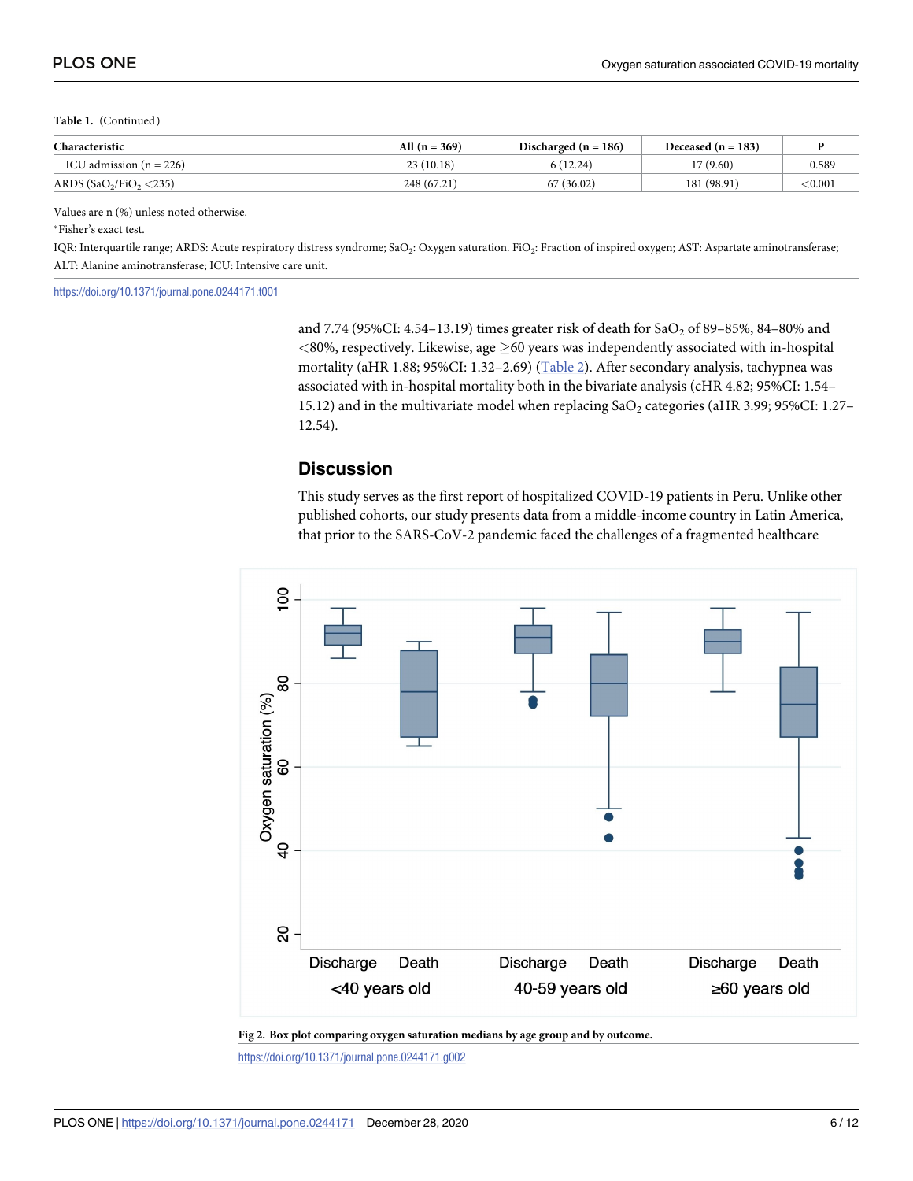**Table 1.** (Continued)

| Characteristic | All (n = 369) | Discharged (n = 186) | Deceased (n = 183) | P |
|---|---|---|---|---|
| ICU admission (n = 226) | 23 (10.18) | 6 (12.24) | 17 (9.60) | 0.589 |
| ARDS ($SaO_2/FiO_2$ <235) | 248 (67.21) | 67 (36.02) | 181 (98.91) | <0.001 |

Values are n (%) unless noted otherwise.

*Fisher's exact test.

IQR: Interquartile range; ARDS: Acute respiratory distress syndrome; $SaO_2$: Oxygen saturation. $FiO_2$: Fraction of inspired oxygen; AST: Aspartate aminotransferase; ALT: Alanine aminotransferase; ICU: Intensive care unit.

https://doi.org/10.1371/journal.pone.0244171.t001

and 7.74 (95%CI: 4.54–13.19) times greater risk of death for $SaO_2$ of 89–85%, 84–80% and <80%, respectively. Likewise, age ≥60 years was independently associated with in-hospital mortality (aHR 1.88; 95%CI: 1.32–2.69) (Table 2). After secondary analysis, tachypnea was associated with in-hospital mortality both in the bivariate analysis (cHR 4.82; 95%CI: 1.54–15.12) and in the multivariate model when replacing $SaO_2$ categories (aHR 3.99; 95%CI: 1.27–12.54).

## Discussion

This study serves as the first report of hospitalized COVID-19 patients in Peru. Unlike other published cohorts, our study presents data from a middle-income country in Latin America, that prior to the SARS-CoV-2 pandemic faced the challenges of a fragmented healthcare

**Fig 2. Box plot comparing oxygen saturation medians by age group and by outcome.**

https://doi.org/10.1371/journal.pone.0244171.g002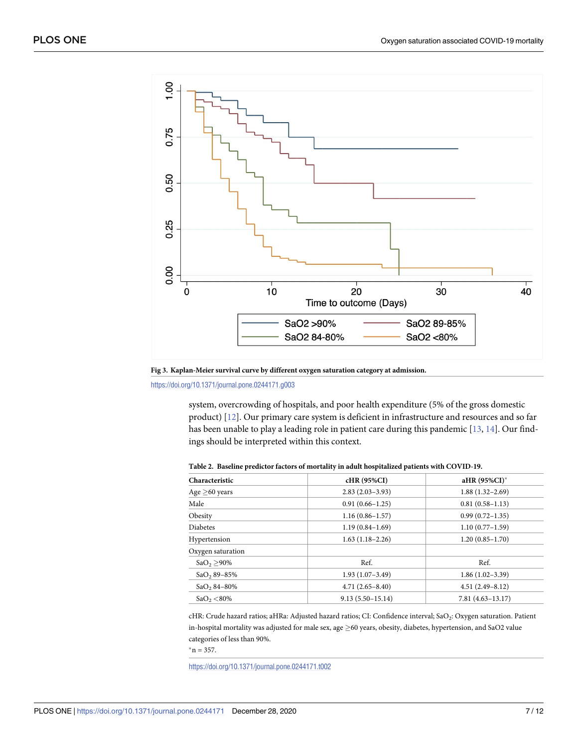Fig 3. Kaplan-Meier survival curve by different oxygen saturation category at admission.

https://doi.org/10.1371/journal.pone.0244171.g003

system, overcrowding of hospitals, and poor health expenditure (5% of the gross domestic product) [12]. Our primary care system is deficient in infrastructure and resources and so far has been unable to play a leading role in patient care during this pandemic [13, 14]. Our findings should be interpreted within this context.

**Table 2. Baseline predictor factors of mortality in adult hospitalized patients with COVID-19.**

| Characteristic | cHR (95%CI) | aHR (95%CI)* |
|---|---|---|
| Age ≥60 years | 2.83 (2.03–3.93) | 1.88 (1.32–2.69) |
| Male | 0.91 (0.66–1.25) | 0.81 (0.58–1.13) |
| Obesity | 1.16 (0.86–1.57) | 0.99 (0.72–1.35) |
| Diabetes | 1.19 (0.84–1.69) | 1.10 (0.77–1.59) |
| Hypertension | 1.63 (1.18–2.26) | 1.20 (0.85–1.70) |
| Oxygen saturation | | |
| $SaO_2$ ≥90% | Ref. | Ref. |
| $SaO_2$ 89–85% | 1.93 (1.07–3.49) | 1.86 (1.02–3.39) |
| $SaO_2$ 84–80% | 4.71 (2.65–8.40) | 4.51 (2.49–8.12) |
| $SaO_2$ <80% | 9.13 (5.50–15.14) | 7.81 (4.63–13.17) |

cHR: Crude hazard ratios; aHRa: Adjusted hazard ratios; CI: Confidence interval; $SaO_2$: Oxygen saturation. Patient in-hospital mortality was adjusted for male sex, age ≥60 years, obesity, diabetes, hypertension, and SaO2 value categories of less than 90%.

*n = 357.

https://doi.org/10.1371/journal.pone.0244171.t002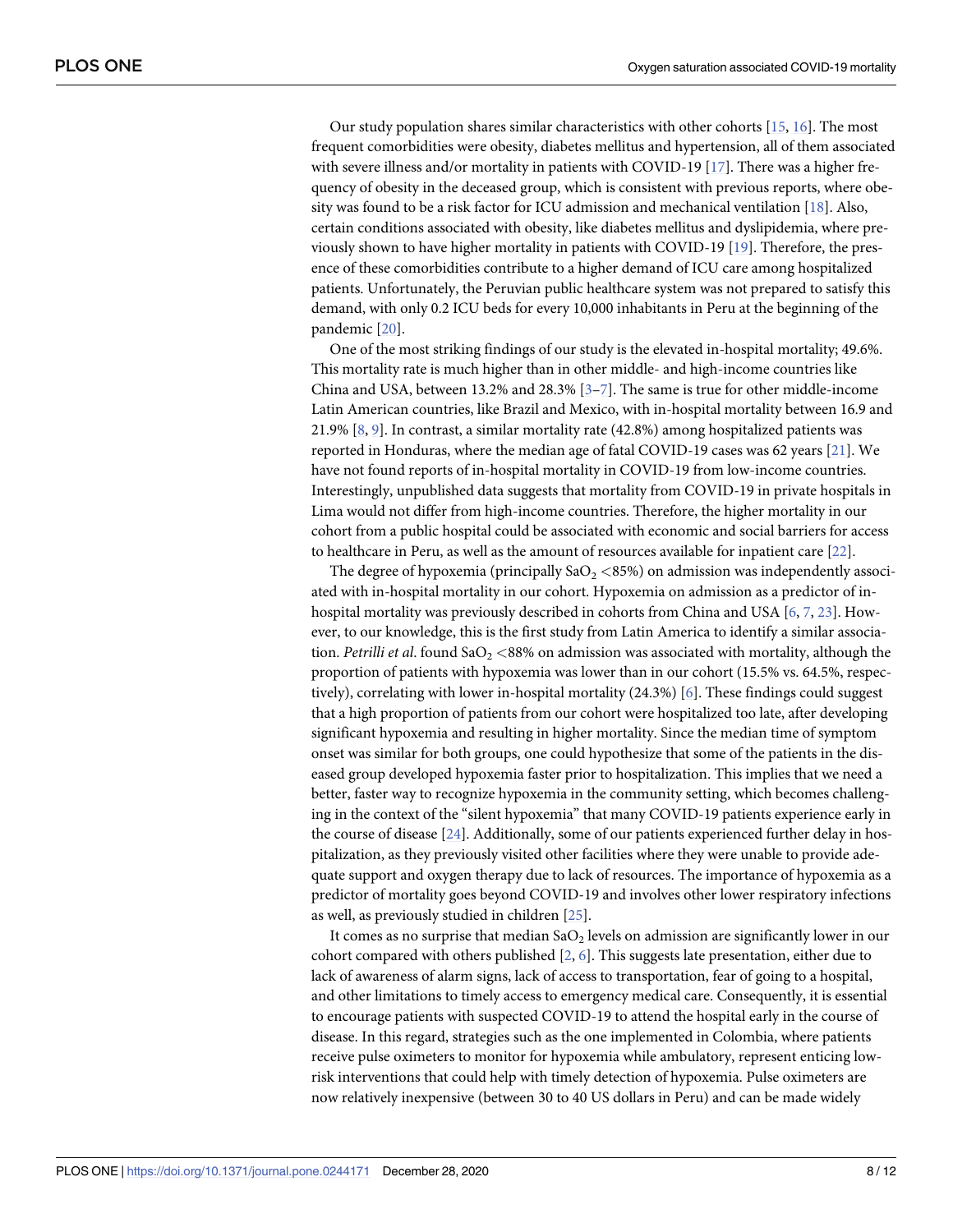Our study population shares similar characteristics with other cohorts [15, 16]. The most frequent comorbidities were obesity, diabetes mellitus and hypertension, all of them associated with severe illness and/or mortality in patients with COVID-19 [17]. There was a higher frequency of obesity in the deceased group, which is consistent with previous reports, where obesity was found to be a risk factor for ICU admission and mechanical ventilation [18]. Also, certain conditions associated with obesity, like diabetes mellitus and dyslipidemia, where previously shown to have higher mortality in patients with COVID-19 [19]. Therefore, the presence of these comorbidities contribute to a higher demand of ICU care among hospitalized patients. Unfortunately, the Peruvian public healthcare system was not prepared to satisfy this demand, with only 0.2 ICU beds for every 10,000 inhabitants in Peru at the beginning of the pandemic [20].

One of the most striking findings of our study is the elevated in-hospital mortality; 49.6%. This mortality rate is much higher than in other middle- and high-income countries like China and USA, between 13.2% and 28.3% [3–7]. The same is true for other middle-income Latin American countries, like Brazil and Mexico, with in-hospital mortality between 16.9 and 21.9% [8, 9]. In contrast, a similar mortality rate (42.8%) among hospitalized patients was reported in Honduras, where the median age of fatal COVID-19 cases was 62 years [21]. We have not found reports of in-hospital mortality in COVID-19 from low-income countries. Interestingly, unpublished data suggests that mortality from COVID-19 in private hospitals in Lima would not differ from high-income countries. Therefore, the higher mortality in our cohort from a public hospital could be associated with economic and social barriers for access to healthcare in Peru, as well as the amount of resources available for inpatient care [22].

The degree of hypoxemia (principally $SaO_2$ <85%) on admission was independently associated with in-hospital mortality in our cohort. Hypoxemia on admission as a predictor of in-hospital mortality was previously described in cohorts from China and USA [6, 7, 23]. However, to our knowledge, this is the first study from Latin America to identify a similar association. *Petrilli et al*. found $SaO_2$ <88% on admission was associated with mortality, although the proportion of patients with hypoxemia was lower than in our cohort (15.5% vs. 64.5%, respectively), correlating with lower in-hospital mortality (24.3%) [6]. These findings could suggest that a high proportion of patients from our cohort were hospitalized too late, after developing significant hypoxemia and resulting in higher mortality. Since the median time of symptom onset was similar for both groups, one could hypothesize that some of the patients in the diseased group developed hypoxemia faster prior to hospitalization. This implies that we need a better, faster way to recognize hypoxemia in the community setting, which becomes challenging in the context of the "silent hypoxemia" that many COVID-19 patients experience early in the course of disease [24]. Additionally, some of our patients experienced further delay in hospitalization, as they previously visited other facilities where they were unable to provide adequate support and oxygen therapy due to lack of resources. The importance of hypoxemia as a predictor of mortality goes beyond COVID-19 and involves other lower respiratory infections as well, as previously studied in children [25].

It comes as no surprise that median $SaO_2$ levels on admission are significantly lower in our cohort compared with others published [2, 6]. This suggests late presentation, either due to lack of awareness of alarm signs, lack of access to transportation, fear of going to a hospital, and other limitations to timely access to emergency medical care. Consequently, it is essential to encourage patients with suspected COVID-19 to attend the hospital early in the course of disease. In this regard, strategies such as the one implemented in Colombia, where patients receive pulse oximeters to monitor for hypoxemia while ambulatory, represent enticing low-risk interventions that could help with timely detection of hypoxemia. Pulse oximeters are now relatively inexpensive (between 30 to 40 US dollars in Peru) and can be made widely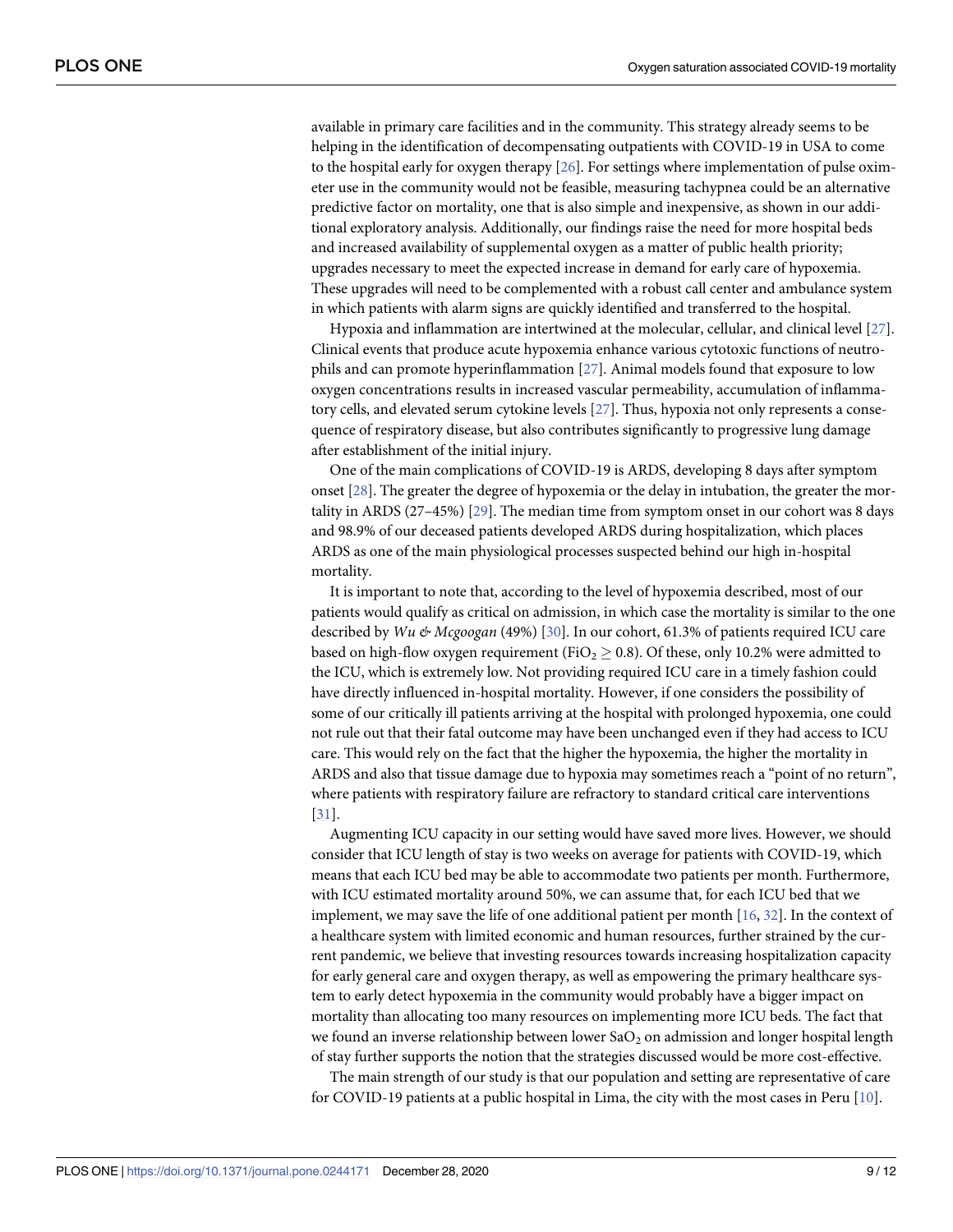available in primary care facilities and in the community. This strategy already seems to be helping in the identification of decompensating outpatients with COVID-19 in USA to come to the hospital early for oxygen therapy [26]. For settings where implementation of pulse oximeter use in the community would not be feasible, measuring tachypnea could be an alternative predictive factor on mortality, one that is also simple and inexpensive, as shown in our additional exploratory analysis. Additionally, our findings raise the need for more hospital beds and increased availability of supplemental oxygen as a matter of public health priority; upgrades necessary to meet the expected increase in demand for early care of hypoxemia. These upgrades will need to be complemented with a robust call center and ambulance system in which patients with alarm signs are quickly identified and transferred to the hospital.

Hypoxia and inflammation are intertwined at the molecular, cellular, and clinical level [27]. Clinical events that produce acute hypoxemia enhance various cytotoxic functions of neutrophils and can promote hyperinflammation [27]. Animal models found that exposure to low oxygen concentrations results in increased vascular permeability, accumulation of inflammatory cells, and elevated serum cytokine levels [27]. Thus, hypoxia not only represents a consequence of respiratory disease, but also contributes significantly to progressive lung damage after establishment of the initial injury.

One of the main complications of COVID-19 is ARDS, developing 8 days after symptom onset [28]. The greater the degree of hypoxemia or the delay in intubation, the greater the mortality in ARDS (27–45%) [29]. The median time from symptom onset in our cohort was 8 days and 98.9% of our deceased patients developed ARDS during hospitalization, which places ARDS as one of the main physiological processes suspected behind our high in-hospital mortality.

It is important to note that, according to the level of hypoxemia described, most of our patients would qualify as critical on admission, in which case the mortality is similar to the one described by *Wu & Mcgoogan* (49%) [30]. In our cohort, 61.3% of patients required ICU care based on high-flow oxygen requirement ($FiO_2 \geq 0.8$). Of these, only 10.2% were admitted to the ICU, which is extremely low. Not providing required ICU care in a timely fashion could have directly influenced in-hospital mortality. However, if one considers the possibility of some of our critically ill patients arriving at the hospital with prolonged hypoxemia, one could not rule out that their fatal outcome may have been unchanged even if they had access to ICU care. This would rely on the fact that the higher the hypoxemia, the higher the mortality in ARDS and also that tissue damage due to hypoxia may sometimes reach a "point of no return", where patients with respiratory failure are refractory to standard critical care interventions [31].

Augmenting ICU capacity in our setting would have saved more lives. However, we should consider that ICU length of stay is two weeks on average for patients with COVID-19, which means that each ICU bed may be able to accommodate two patients per month. Furthermore, with ICU estimated mortality around 50%, we can assume that, for each ICU bed that we implement, we may save the life of one additional patient per month [16, 32]. In the context of a healthcare system with limited economic and human resources, further strained by the current pandemic, we believe that investing resources towards increasing hospitalization capacity for early general care and oxygen therapy, as well as empowering the primary healthcare system to early detect hypoxemia in the community would probably have a bigger impact on mortality than allocating too many resources on implementing more ICU beds. The fact that we found an inverse relationship between lower $SaO_2$ on admission and longer hospital length of stay further supports the notion that the strategies discussed would be more cost-effective.

The main strength of our study is that our population and setting are representative of care for COVID-19 patients at a public hospital in Lima, the city with the most cases in Peru [10].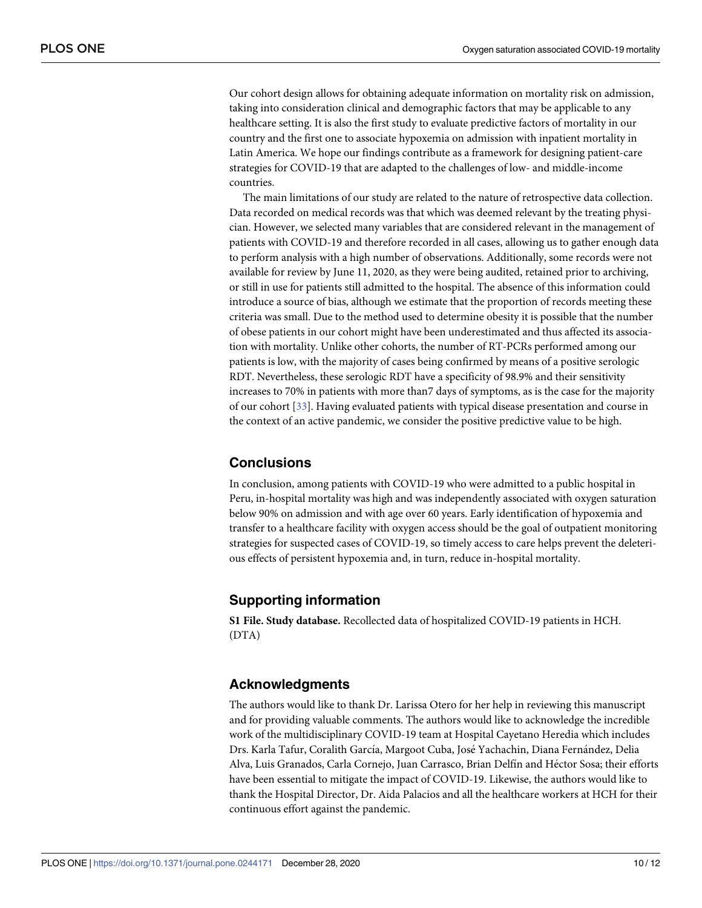Our cohort design allows for obtaining adequate information on mortality risk on admission, taking into consideration clinical and demographic factors that may be applicable to any healthcare setting. It is also the first study to evaluate predictive factors of mortality in our country and the first one to associate hypoxemia on admission with inpatient mortality in Latin America. We hope our findings contribute as a framework for designing patient-care strategies for COVID-19 that are adapted to the challenges of low- and middle-income countries.

The main limitations of our study are related to the nature of retrospective data collection. Data recorded on medical records was that which was deemed relevant by the treating physician. However, we selected many variables that are considered relevant in the management of patients with COVID-19 and therefore recorded in all cases, allowing us to gather enough data to perform analysis with a high number of observations. Additionally, some records were not available for review by June 11, 2020, as they were being audited, retained prior to archiving, or still in use for patients still admitted to the hospital. The absence of this information could introduce a source of bias, although we estimate that the proportion of records meeting these criteria was small. Due to the method used to determine obesity it is possible that the number of obese patients in our cohort might have been underestimated and thus affected its association with mortality. Unlike other cohorts, the number of RT-PCRs performed among our patients is low, with the majority of cases being confirmed by means of a positive serologic RDT. Nevertheless, these serologic RDT have a specificity of 98.9% and their sensitivity increases to 70% in patients with more than7 days of symptoms, as is the case for the majority of our cohort [33]. Having evaluated patients with typical disease presentation and course in the context of an active pandemic, we consider the positive predictive value to be high.

## Conclusions

In conclusion, among patients with COVID-19 who were admitted to a public hospital in Peru, in-hospital mortality was high and was independently associated with oxygen saturation below 90% on admission and with age over 60 years. Early identification of hypoxemia and transfer to a healthcare facility with oxygen access should be the goal of outpatient monitoring strategies for suspected cases of COVID-19, so timely access to care helps prevent the deleterious effects of persistent hypoxemia and, in turn, reduce in-hospital mortality.

## Supporting information

**S1 File. Study database.** Recollected data of hospitalized COVID-19 patients in HCH. (DTA)

## Acknowledgments

The authors would like to thank Dr. Larissa Otero for her help in reviewing this manuscript and for providing valuable comments. The authors would like to acknowledge the incredible work of the multidisciplinary COVID-19 team at Hospital Cayetano Heredia which includes Drs. Karla Tafur, Coralith García, Margoot Cuba, José Yachachin, Diana Fernández, Delia Alva, Luis Granados, Carla Cornejo, Juan Carrasco, Brian Delfín and Héctor Sosa; their efforts have been essential to mitigate the impact of COVID-19. Likewise, the authors would like to thank the Hospital Director, Dr. Aida Palacios and all the healthcare workers at HCH for their continuous effort against the pandemic.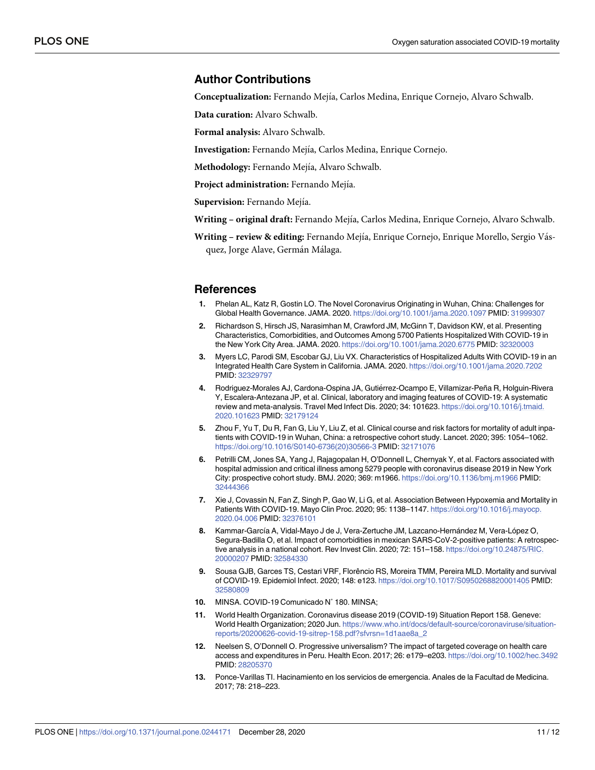## Author Contributions

**Conceptualization:** Fernando Mejía, Carlos Medina, Enrique Cornejo, Alvaro Schwalb.

**Data curation:** Alvaro Schwalb.

**Formal analysis:** Alvaro Schwalb.

**Investigation:** Fernando Mejía, Carlos Medina, Enrique Cornejo.

**Methodology:** Fernando Mejía, Alvaro Schwalb.

**Project administration:** Fernando Mejía.

**Supervision:** Fernando Mejía.

**Writing – original draft:** Fernando Mejía, Carlos Medina, Enrique Cornejo, Alvaro Schwalb.

**Writing – review & editing:** Fernando Mejía, Enrique Cornejo, Enrique Morello, Sergio Vásquez, Jorge Alave, Germán Málaga.

## References

1. Phelan AL, Katz R, Gostin LO. The Novel Coronavirus Originating in Wuhan, China: Challenges for Global Health Governance. JAMA. 2020. https://doi.org/10.1001/jama.2020.1097 PMID: 31999307
2. Richardson S, Hirsch JS, Narasimhan M, Crawford JM, McGinn T, Davidson KW, et al. Presenting Characteristics, Comorbidities, and Outcomes Among 5700 Patients Hospitalized With COVID-19 in the New York City Area. JAMA. 2020. https://doi.org/10.1001/jama.2020.6775 PMID: 32320003
3. Myers LC, Parodi SM, Escobar GJ, Liu VX. Characteristics of Hospitalized Adults With COVID-19 in an Integrated Health Care System in California. JAMA. 2020. https://doi.org/10.1001/jama.2020.7202 PMID: 32329797
4. Rodriguez-Morales AJ, Cardona-Ospina JA, Gutiérrez-Ocampo E, Villamizar-Peña R, Holguin-Rivera Y, Escalera-Antezana JP, et al. Clinical, laboratory and imaging features of COVID-19: A systematic review and meta-analysis. Travel Med Infect Dis. 2020; 34: 101623. https://doi.org/10.1016/j.tmaid.2020.101623 PMID: 32179124
5. Zhou F, Yu T, Du R, Fan G, Liu Y, Liu Z, et al. Clinical course and risk factors for mortality of adult inpatients with COVID-19 in Wuhan, China: a retrospective cohort study. Lancet. 2020; 395: 1054–1062. https://doi.org/10.1016/S0140-6736(20)30566-3 PMID: 32171076
6. Petrilli CM, Jones SA, Yang J, Rajagopalan H, O'Donnell L, Chernyak Y, et al. Factors associated with hospital admission and critical illness among 5279 people with coronavirus disease 2019 in New York City: prospective cohort study. BMJ. 2020; 369: m1966. https://doi.org/10.1136/bmj.m1966 PMID: 32444366
7. Xie J, Covassin N, Fan Z, Singh P, Gao W, Li G, et al. Association Between Hypoxemia and Mortality in Patients With COVID-19. Mayo Clin Proc. 2020; 95: 1138–1147. https://doi.org/10.1016/j.mayocp.2020.04.006 PMID: 32376101
8. Kammar-García A, Vidal-Mayo J de J, Vera-Zertuche JM, Lazcano-Hernández M, Vera-López O, Segura-Badilla O, et al. Impact of comorbidities in mexican SARS-CoV-2-positive patients: A retrospective analysis in a national cohort. Rev Invest Clin. 2020; 72: 151–158. https://doi.org/10.24875/RIC.20000207 PMID: 32584330
9. Sousa GJB, Garces TS, Cestari VRF, Florêncio RS, Moreira TMM, Pereira MLD. Mortality and survival of COVID-19. Epidemiol Infect. 2020; 148: e123. https://doi.org/10.1017/S0950268820001405 PMID: 32580809
10. MINSA. COVID-19 Comunicado N˚ 180. MINSA;
11. World Health Organization. Coronavirus disease 2019 (COVID-19) Situation Report 158. Geneve: World Health Organization; 2020 Jun. https://www.who.int/docs/default-source/coronaviruse/situation-reports/20200626-covid-19-sitrep-158.pdf?sfvrsn=1d1aae8a_2
12. Neelsen S, O'Donnell O. Progressive universalism? The impact of targeted coverage on health care access and expenditures in Peru. Health Econ. 2017; 26: e179–e203. https://doi.org/10.1002/hec.3492 PMID: 28205370
13. Ponce-Varillas TI. Hacinamiento en los servicios de emergencia. Anales de la Facultad de Medicina. 2017; 78: 218–223.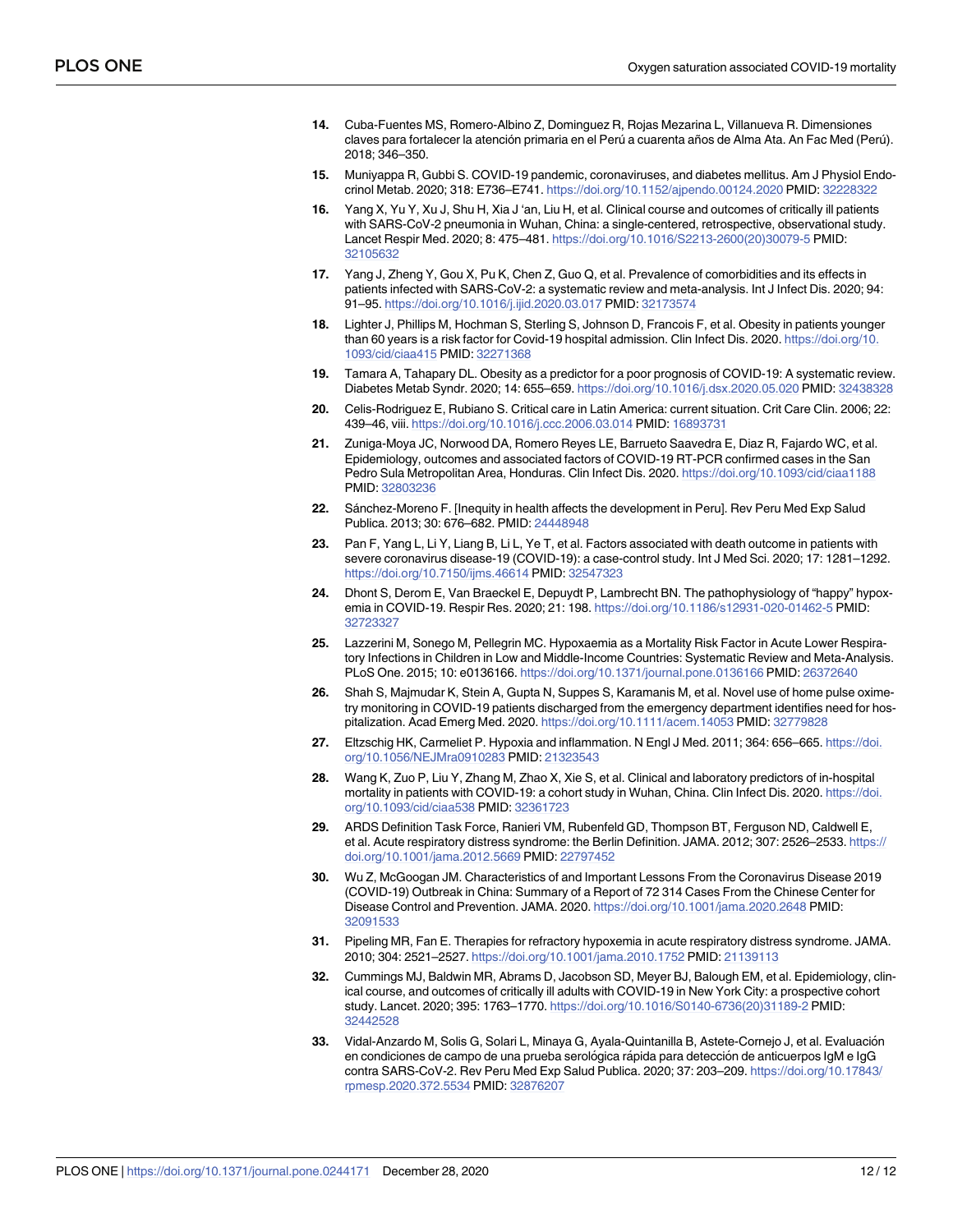14. Cuba-Fuentes MS, Romero-Albino Z, Dominguez R, Rojas Mezarina L, Villanueva R. Dimensiones claves para fortalecer la atención primaria en el Perú a cuarenta años de Alma Ata. An Fac Med (Perú). 2018; 346–350.
15. Muniyappa R, Gubbi S. COVID-19 pandemic, coronaviruses, and diabetes mellitus. Am J Physiol Endocrinol Metab. 2020; 318: E736–E741. https://doi.org/10.1152/ajpendo.00124.2020 PMID: 32228322
16. Yang X, Yu Y, Xu J, Shu H, Xia J 'an, Liu H, et al. Clinical course and outcomes of critically ill patients with SARS-CoV-2 pneumonia in Wuhan, China: a single-centered, retrospective, observational study. Lancet Respir Med. 2020; 8: 475–481. https://doi.org/10.1016/S2213-2600(20)30079-5 PMID: 32105632
17. Yang J, Zheng Y, Gou X, Pu K, Chen Z, Guo Q, et al. Prevalence of comorbidities and its effects in patients infected with SARS-CoV-2: a systematic review and meta-analysis. Int J Infect Dis. 2020; 94: 91–95. https://doi.org/10.1016/j.ijid.2020.03.017 PMID: 32173574
18. Lighter J, Phillips M, Hochman S, Sterling S, Johnson D, Francois F, et al. Obesity in patients younger than 60 years is a risk factor for Covid-19 hospital admission. Clin Infect Dis. 2020. https://doi.org/10.1093/cid/ciaa415 PMID: 32271368
19. Tamara A, Tahapary DL. Obesity as a predictor for a poor prognosis of COVID-19: A systematic review. Diabetes Metab Syndr. 2020; 14: 655–659. https://doi.org/10.1016/j.dsx.2020.05.020 PMID: 32438328
20. Celis-Rodriguez E, Rubiano S. Critical care in Latin America: current situation. Crit Care Clin. 2006; 22: 439–46, viii. https://doi.org/10.1016/j.ccc.2006.03.014 PMID: 16893731
21. Zuniga-Moya JC, Norwood DA, Romero Reyes LE, Barrueto Saavedra E, Diaz R, Fajardo WC, et al. Epidemiology, outcomes and associated factors of COVID-19 RT-PCR confirmed cases in the San Pedro Sula Metropolitan Area, Honduras. Clin Infect Dis. 2020. https://doi.org/10.1093/cid/ciaa1188 PMID: 32803236
22. Sánchez-Moreno F. [Inequity in health affects the development in Peru]. Rev Peru Med Exp Salud Publica. 2013; 30: 676–682. PMID: 24448948
23. Pan F, Yang L, Li Y, Liang B, Li L, Ye T, et al. Factors associated with death outcome in patients with severe coronavirus disease-19 (COVID-19): a case-control study. Int J Med Sci. 2020; 17: 1281–1292. https://doi.org/10.7150/ijms.46614 PMID: 32547323
24. Dhont S, Derom E, Van Braeckel E, Depuydt P, Lambrecht BN. The pathophysiology of "happy" hypoxemia in COVID-19. Respir Res. 2020; 21: 198. https://doi.org/10.1186/s12931-020-01462-5 PMID: 32723327
25. Lazzerini M, Sonego M, Pellegrin MC. Hypoxaemia as a Mortality Risk Factor in Acute Lower Respiratory Infections in Children in Low and Middle-Income Countries: Systematic Review and Meta-Analysis. PLoS One. 2015; 10: e0136166. https://doi.org/10.1371/journal.pone.0136166 PMID: 26372640
26. Shah S, Majmudar K, Stein A, Gupta N, Suppes S, Karamanis M, et al. Novel use of home pulse oximetry monitoring in COVID-19 patients discharged from the emergency department identifies need for hospitalization. Acad Emerg Med. 2020. https://doi.org/10.1111/acem.14053 PMID: 32779828
27. Eltzschig HK, Carmeliet P. Hypoxia and inflammation. N Engl J Med. 2011; 364: 656–665. https://doi.org/10.1056/NEJMra0910283 PMID: 21323543
28. Wang K, Zuo P, Liu Y, Zhang M, Zhao X, Xie S, et al. Clinical and laboratory predictors of in-hospital mortality in patients with COVID-19: a cohort study in Wuhan, China. Clin Infect Dis. 2020. https://doi.org/10.1093/cid/ciaa538 PMID: 32361723
29. ARDS Definition Task Force, Ranieri VM, Rubenfeld GD, Thompson BT, Ferguson ND, Caldwell E, et al. Acute respiratory distress syndrome: the Berlin Definition. JAMA. 2012; 307: 2526–2533. https://doi.org/10.1001/jama.2012.5669 PMID: 22797452
30. Wu Z, McGoogan JM. Characteristics of and Important Lessons From the Coronavirus Disease 2019 (COVID-19) Outbreak in China: Summary of a Report of 72 314 Cases From the Chinese Center for Disease Control and Prevention. JAMA. 2020. https://doi.org/10.1001/jama.2020.2648 PMID: 32091533
31. Pipeling MR, Fan E. Therapies for refractory hypoxemia in acute respiratory distress syndrome. JAMA. 2010; 304: 2521–2527. https://doi.org/10.1001/jama.2010.1752 PMID: 21139113
32. Cummings MJ, Baldwin MR, Abrams D, Jacobson SD, Meyer BJ, Balough EM, et al. Epidemiology, clinical course, and outcomes of critically ill adults with COVID-19 in New York City: a prospective cohort study. Lancet. 2020; 395: 1763–1770. https://doi.org/10.1016/S0140-6736(20)31189-2 PMID: 32442528
33. Vidal-Anzardo M, Solis G, Solari L, Minaya G, Ayala-Quintanilla B, Astete-Cornejo J, et al. Evaluación en condiciones de campo de una prueba serológica rápida para detección de anticuerpos IgM e IgG contra SARS-CoV-2. Rev Peru Med Exp Salud Publica. 2020; 37: 203–209. https://doi.org/10.17843/rpmesp.2020.372.5534 PMID: 32876207